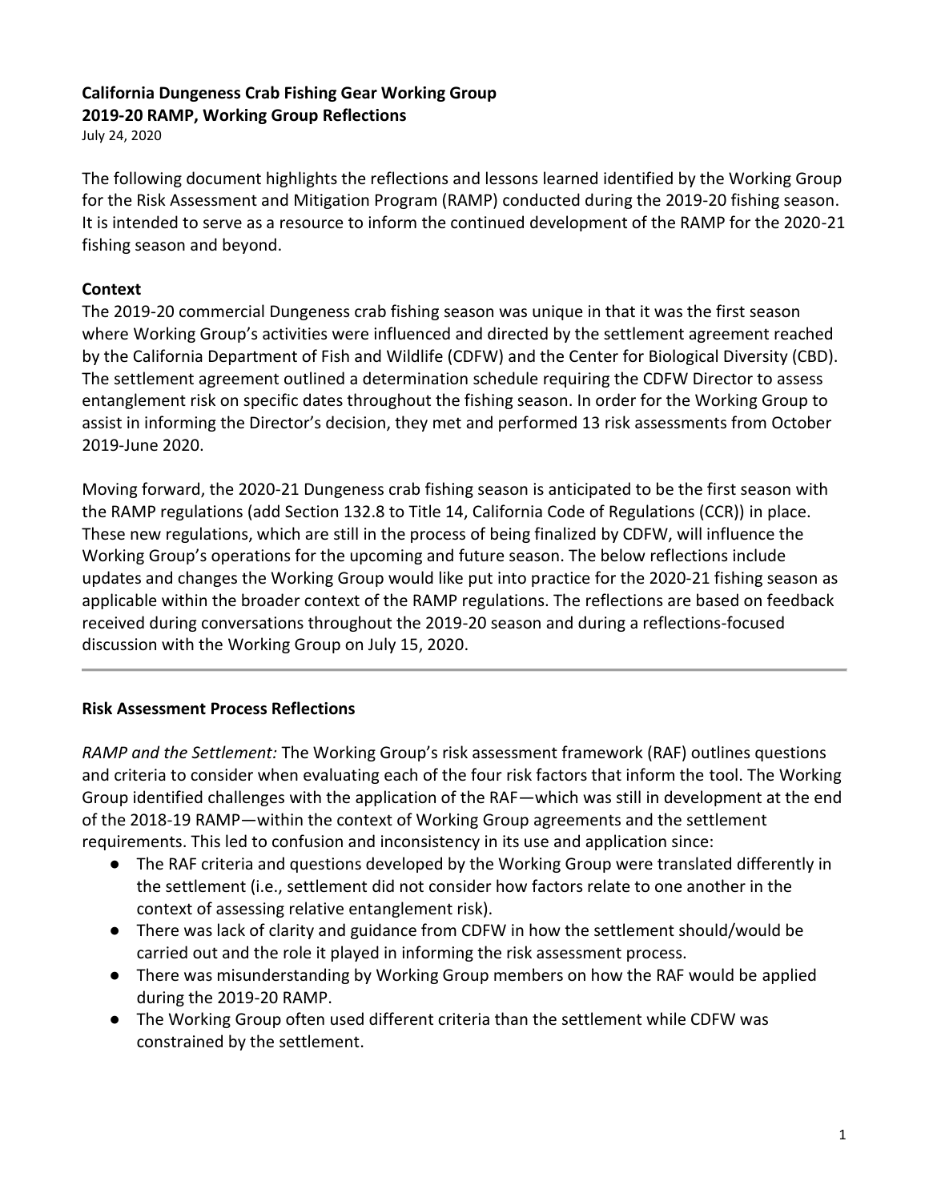**California Dungeness Crab Fishing Gear Working Group**
**2019-20 RAMP, Working Group Reflections**
July 24, 2020

The following document highlights the reflections and lessons learned identified by the Working Group for the Risk Assessment and Mitigation Program (RAMP) conducted during the 2019-20 fishing season. It is intended to serve as a resource to inform the continued development of the RAMP for the 2020-21 fishing season and beyond.

## Context

The 2019-20 commercial Dungeness crab fishing season was unique in that it was the first season where Working Group's activities were influenced and directed by the settlement agreement reached by the California Department of Fish and Wildlife (CDFW) and the Center for Biological Diversity (CBD). The settlement agreement outlined a determination schedule requiring the CDFW Director to assess entanglement risk on specific dates throughout the fishing season. In order for the Working Group to assist in informing the Director's decision, they met and performed 13 risk assessments from October 2019-June 2020.

Moving forward, the 2020-21 Dungeness crab fishing season is anticipated to be the first season with the RAMP regulations (add Section 132.8 to Title 14, California Code of Regulations (CCR)) in place. These new regulations, which are still in the process of being finalized by CDFW, will influence the Working Group's operations for the upcoming and future season. The below reflections include updates and changes the Working Group would like put into practice for the 2020-21 fishing season as applicable within the broader context of the RAMP regulations. The reflections are based on feedback received during conversations throughout the 2019-20 season and during a reflections-focused discussion with the Working Group on July 15, 2020.

---

## Risk Assessment Process Reflections

*RAMP and the Settlement:* The Working Group's risk assessment framework (RAF) outlines questions and criteria to consider when evaluating each of the four risk factors that inform the tool. The Working Group identified challenges with the application of the RAF—which was still in development at the end of the 2018-19 RAMP—within the context of Working Group agreements and the settlement requirements. This led to confusion and inconsistency in its use and application since:

- The RAF criteria and questions developed by the Working Group were translated differently in the settlement (i.e., settlement did not consider how factors relate to one another in the context of assessing relative entanglement risk).
- There was lack of clarity and guidance from CDFW in how the settlement should/would be carried out and the role it played in informing the risk assessment process.
- There was misunderstanding by Working Group members on how the RAF would be applied during the 2019-20 RAMP.
- The Working Group often used different criteria than the settlement while CDFW was constrained by the settlement.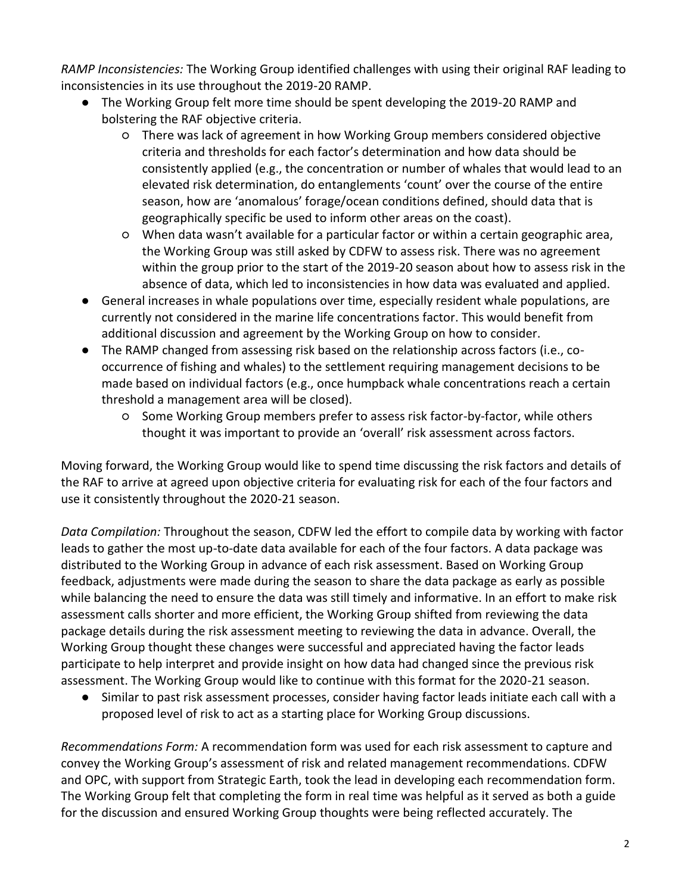*RAMP Inconsistencies:* The Working Group identified challenges with using their original RAF leading to inconsistencies in its use throughout the 2019-20 RAMP.

- The Working Group felt more time should be spent developing the 2019-20 RAMP and bolstering the RAF objective criteria.
  - There was lack of agreement in how Working Group members considered objective criteria and thresholds for each factor's determination and how data should be consistently applied (e.g., the concentration or number of whales that would lead to an elevated risk determination, do entanglements 'count' over the course of the entire season, how are 'anomalous' forage/ocean conditions defined, should data that is geographically specific be used to inform other areas on the coast).
  - When data wasn't available for a particular factor or within a certain geographic area, the Working Group was still asked by CDFW to assess risk. There was no agreement within the group prior to the start of the 2019-20 season about how to assess risk in the absence of data, which led to inconsistencies in how data was evaluated and applied.
- General increases in whale populations over time, especially resident whale populations, are currently not considered in the marine life concentrations factor. This would benefit from additional discussion and agreement by the Working Group on how to consider.
- The RAMP changed from assessing risk based on the relationship across factors (i.e., co-occurrence of fishing and whales) to the settlement requiring management decisions to be made based on individual factors (e.g., once humpback whale concentrations reach a certain threshold a management area will be closed).
  - Some Working Group members prefer to assess risk factor-by-factor, while others thought it was important to provide an 'overall' risk assessment across factors.

Moving forward, the Working Group would like to spend time discussing the risk factors and details of the RAF to arrive at agreed upon objective criteria for evaluating risk for each of the four factors and use it consistently throughout the 2020-21 season.

*Data Compilation:* Throughout the season, CDFW led the effort to compile data by working with factor leads to gather the most up-to-date data available for each of the four factors. A data package was distributed to the Working Group in advance of each risk assessment. Based on Working Group feedback, adjustments were made during the season to share the data package as early as possible while balancing the need to ensure the data was still timely and informative. In an effort to make risk assessment calls shorter and more efficient, the Working Group shifted from reviewing the data package details during the risk assessment meeting to reviewing the data in advance. Overall, the Working Group thought these changes were successful and appreciated having the factor leads participate to help interpret and provide insight on how data had changed since the previous risk assessment. The Working Group would like to continue with this format for the 2020-21 season.

- Similar to past risk assessment processes, consider having factor leads initiate each call with a proposed level of risk to act as a starting place for Working Group discussions.

*Recommendations Form:* A recommendation form was used for each risk assessment to capture and convey the Working Group's assessment of risk and related management recommendations. CDFW and OPC, with support from Strategic Earth, took the lead in developing each recommendation form. The Working Group felt that completing the form in real time was helpful as it served as both a guide for the discussion and ensured Working Group thoughts were being reflected accurately. The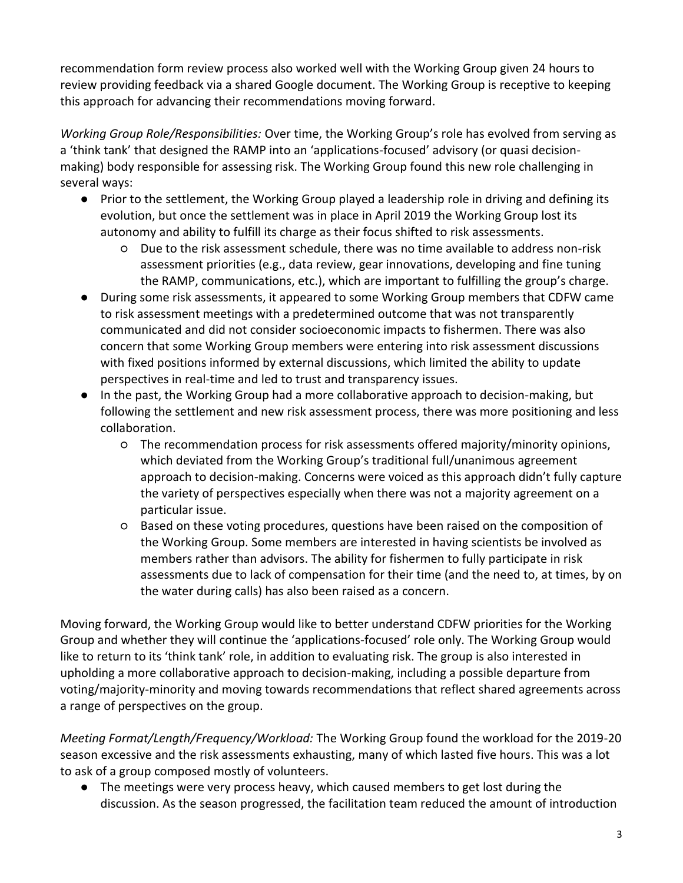recommendation form review process also worked well with the Working Group given 24 hours to review providing feedback via a shared Google document. The Working Group is receptive to keeping this approach for advancing their recommendations moving forward.

*Working Group Role/Responsibilities:* Over time, the Working Group's role has evolved from serving as a 'think tank' that designed the RAMP into an 'applications-focused' advisory (or quasi decision-making) body responsible for assessing risk. The Working Group found this new role challenging in several ways:

- Prior to the settlement, the Working Group played a leadership role in driving and defining its evolution, but once the settlement was in place in April 2019 the Working Group lost its autonomy and ability to fulfill its charge as their focus shifted to risk assessments.
  - Due to the risk assessment schedule, there was no time available to address non-risk assessment priorities (e.g., data review, gear innovations, developing and fine tuning the RAMP, communications, etc.), which are important to fulfilling the group's charge.
- During some risk assessments, it appeared to some Working Group members that CDFW came to risk assessment meetings with a predetermined outcome that was not transparently communicated and did not consider socioeconomic impacts to fishermen. There was also concern that some Working Group members were entering into risk assessment discussions with fixed positions informed by external discussions, which limited the ability to update perspectives in real-time and led to trust and transparency issues.
- In the past, the Working Group had a more collaborative approach to decision-making, but following the settlement and new risk assessment process, there was more positioning and less collaboration.
  - The recommendation process for risk assessments offered majority/minority opinions, which deviated from the Working Group's traditional full/unanimous agreement approach to decision-making. Concerns were voiced as this approach didn't fully capture the variety of perspectives especially when there was not a majority agreement on a particular issue.
  - Based on these voting procedures, questions have been raised on the composition of the Working Group. Some members are interested in having scientists be involved as members rather than advisors. The ability for fishermen to fully participate in risk assessments due to lack of compensation for their time (and the need to, at times, by on the water during calls) has also been raised as a concern.

Moving forward, the Working Group would like to better understand CDFW priorities for the Working Group and whether they will continue the 'applications-focused' role only. The Working Group would like to return to its 'think tank' role, in addition to evaluating risk. The group is also interested in upholding a more collaborative approach to decision-making, including a possible departure from voting/majority-minority and moving towards recommendations that reflect shared agreements across a range of perspectives on the group.

*Meeting Format/Length/Frequency/Workload:* The Working Group found the workload for the 2019-20 season excessive and the risk assessments exhausting, many of which lasted five hours. This was a lot to ask of a group composed mostly of volunteers.

- The meetings were very process heavy, which caused members to get lost during the discussion. As the season progressed, the facilitation team reduced the amount of introduction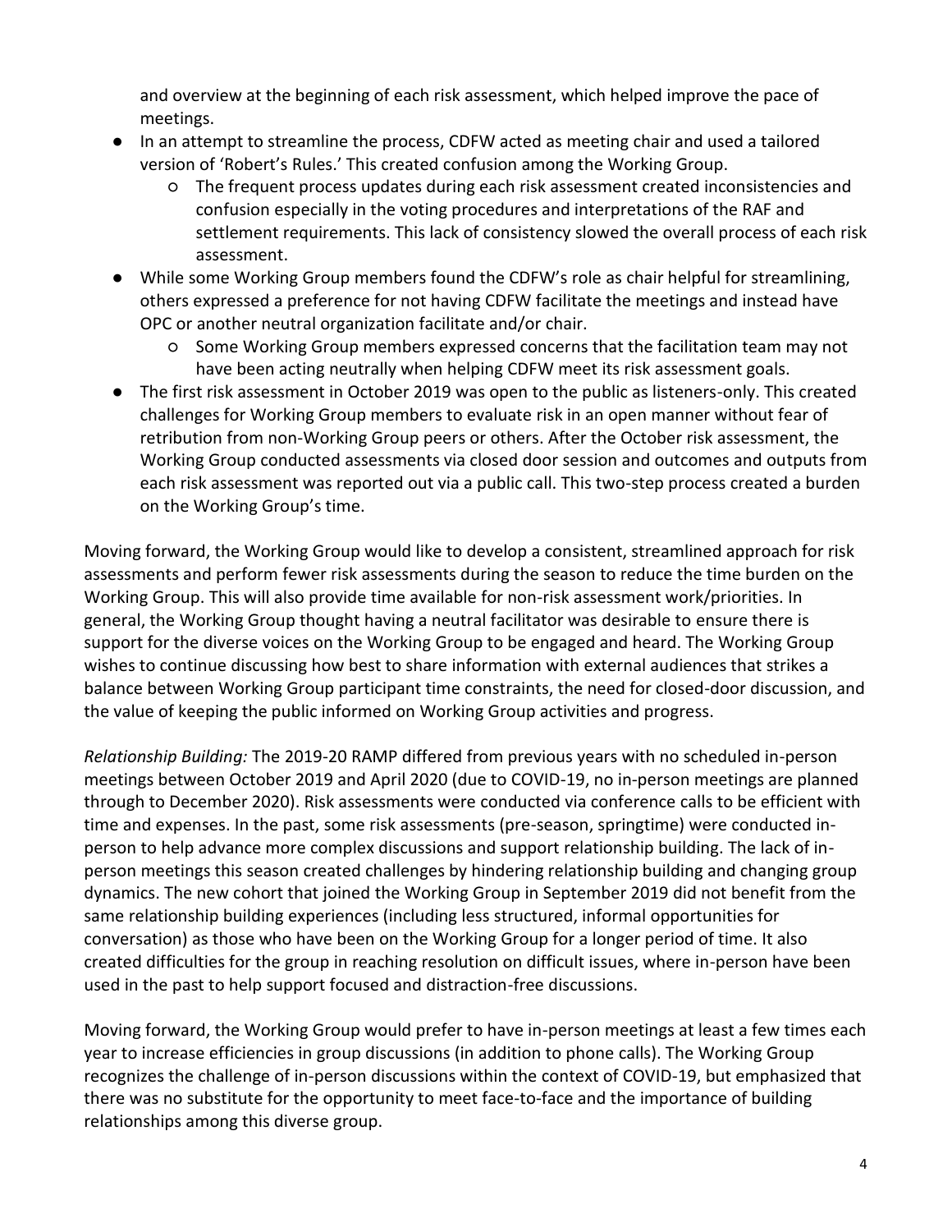and overview at the beginning of each risk assessment, which helped improve the pace of meetings.

- In an attempt to streamline the process, CDFW acted as meeting chair and used a tailored version of 'Robert's Rules.' This created confusion among the Working Group.
    - The frequent process updates during each risk assessment created inconsistencies and confusion especially in the voting procedures and interpretations of the RAF and settlement requirements. This lack of consistency slowed the overall process of each risk assessment.
- While some Working Group members found the CDFW's role as chair helpful for streamlining, others expressed a preference for not having CDFW facilitate the meetings and instead have OPC or another neutral organization facilitate and/or chair.
    - Some Working Group members expressed concerns that the facilitation team may not have been acting neutrally when helping CDFW meet its risk assessment goals.
- The first risk assessment in October 2019 was open to the public as listeners-only. This created challenges for Working Group members to evaluate risk in an open manner without fear of retribution from non-Working Group peers or others. After the October risk assessment, the Working Group conducted assessments via closed door session and outcomes and outputs from each risk assessment was reported out via a public call. This two-step process created a burden on the Working Group's time.

Moving forward, the Working Group would like to develop a consistent, streamlined approach for risk assessments and perform fewer risk assessments during the season to reduce the time burden on the Working Group. This will also provide time available for non-risk assessment work/priorities. In general, the Working Group thought having a neutral facilitator was desirable to ensure there is support for the diverse voices on the Working Group to be engaged and heard. The Working Group wishes to continue discussing how best to share information with external audiences that strikes a balance between Working Group participant time constraints, the need for closed-door discussion, and the value of keeping the public informed on Working Group activities and progress.

*Relationship Building:* The 2019-20 RAMP differed from previous years with no scheduled in-person meetings between October 2019 and April 2020 (due to COVID-19, no in-person meetings are planned through to December 2020). Risk assessments were conducted via conference calls to be efficient with time and expenses. In the past, some risk assessments (pre-season, springtime) were conducted in-person to help advance more complex discussions and support relationship building. The lack of in-person meetings this season created challenges by hindering relationship building and changing group dynamics. The new cohort that joined the Working Group in September 2019 did not benefit from the same relationship building experiences (including less structured, informal opportunities for conversation) as those who have been on the Working Group for a longer period of time. It also created difficulties for the group in reaching resolution on difficult issues, where in-person have been used in the past to help support focused and distraction-free discussions.

Moving forward, the Working Group would prefer to have in-person meetings at least a few times each year to increase efficiencies in group discussions (in addition to phone calls). The Working Group recognizes the challenge of in-person discussions within the context of COVID-19, but emphasized that there was no substitute for the opportunity to meet face-to-face and the importance of building relationships among this diverse group.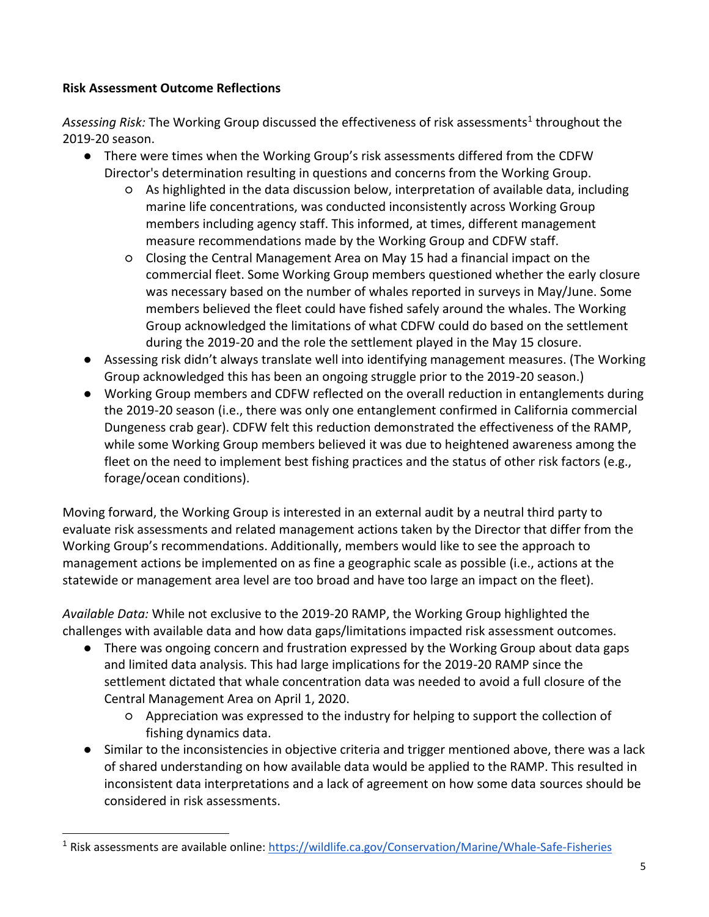**Risk Assessment Outcome Reflections**

*Assessing Risk:* The Working Group discussed the effectiveness of risk assessments[1] throughout the 2019-20 season.

- There were times when the Working Group's risk assessments differed from the CDFW Director's determination resulting in questions and concerns from the Working Group.
  - As highlighted in the data discussion below, interpretation of available data, including marine life concentrations, was conducted inconsistently across Working Group members including agency staff. This informed, at times, different management measure recommendations made by the Working Group and CDFW staff.
  - Closing the Central Management Area on May 15 had a financial impact on the commercial fleet. Some Working Group members questioned whether the early closure was necessary based on the number of whales reported in surveys in May/June. Some members believed the fleet could have fished safely around the whales. The Working Group acknowledged the limitations of what CDFW could do based on the settlement during the 2019-20 and the role the settlement played in the May 15 closure.
- Assessing risk didn't always translate well into identifying management measures. (The Working Group acknowledged this has been an ongoing struggle prior to the 2019-20 season.)
- Working Group members and CDFW reflected on the overall reduction in entanglements during the 2019-20 season (i.e., there was only one entanglement confirmed in California commercial Dungeness crab gear). CDFW felt this reduction demonstrated the effectiveness of the RAMP, while some Working Group members believed it was due to heightened awareness among the fleet on the need to implement best fishing practices and the status of other risk factors (e.g., forage/ocean conditions).

Moving forward, the Working Group is interested in an external audit by a neutral third party to evaluate risk assessments and related management actions taken by the Director that differ from the Working Group's recommendations. Additionally, members would like to see the approach to management actions be implemented on as fine a geographic scale as possible (i.e., actions at the statewide or management area level are too broad and have too large an impact on the fleet).

*Available Data:* While not exclusive to the 2019-20 RAMP, the Working Group highlighted the challenges with available data and how data gaps/limitations impacted risk assessment outcomes.

- There was ongoing concern and frustration expressed by the Working Group about data gaps and limited data analysis. This had large implications for the 2019-20 RAMP since the settlement dictated that whale concentration data was needed to avoid a full closure of the Central Management Area on April 1, 2020.
  - Appreciation was expressed to the industry for helping to support the collection of fishing dynamics data.
- Similar to the inconsistencies in objective criteria and trigger mentioned above, there was a lack of shared understanding on how available data would be applied to the RAMP. This resulted in inconsistent data interpretations and a lack of agreement on how some data sources should be considered in risk assessments.

[1] Risk assessments are available online: https://wildlife.ca.gov/Conservation/Marine/Whale-Safe-Fisheries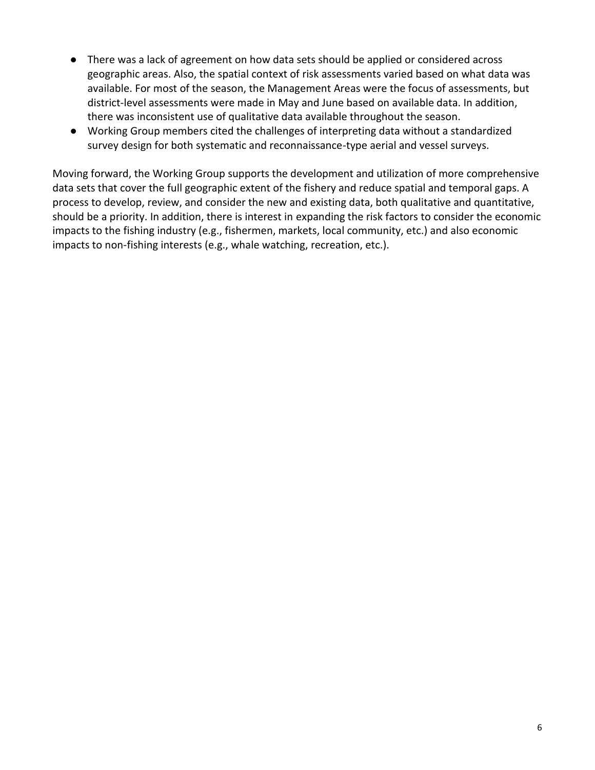- There was a lack of agreement on how data sets should be applied or considered across geographic areas. Also, the spatial context of risk assessments varied based on what data was available. For most of the season, the Management Areas were the focus of assessments, but district-level assessments were made in May and June based on available data. In addition, there was inconsistent use of qualitative data available throughout the season.
- Working Group members cited the challenges of interpreting data without a standardized survey design for both systematic and reconnaissance-type aerial and vessel surveys.

Moving forward, the Working Group supports the development and utilization of more comprehensive data sets that cover the full geographic extent of the fishery and reduce spatial and temporal gaps. A process to develop, review, and consider the new and existing data, both qualitative and quantitative, should be a priority. In addition, there is interest in expanding the risk factors to consider the economic impacts to the fishing industry (e.g., fishermen, markets, local community, etc.) and also economic impacts to non-fishing interests (e.g., whale watching, recreation, etc.).